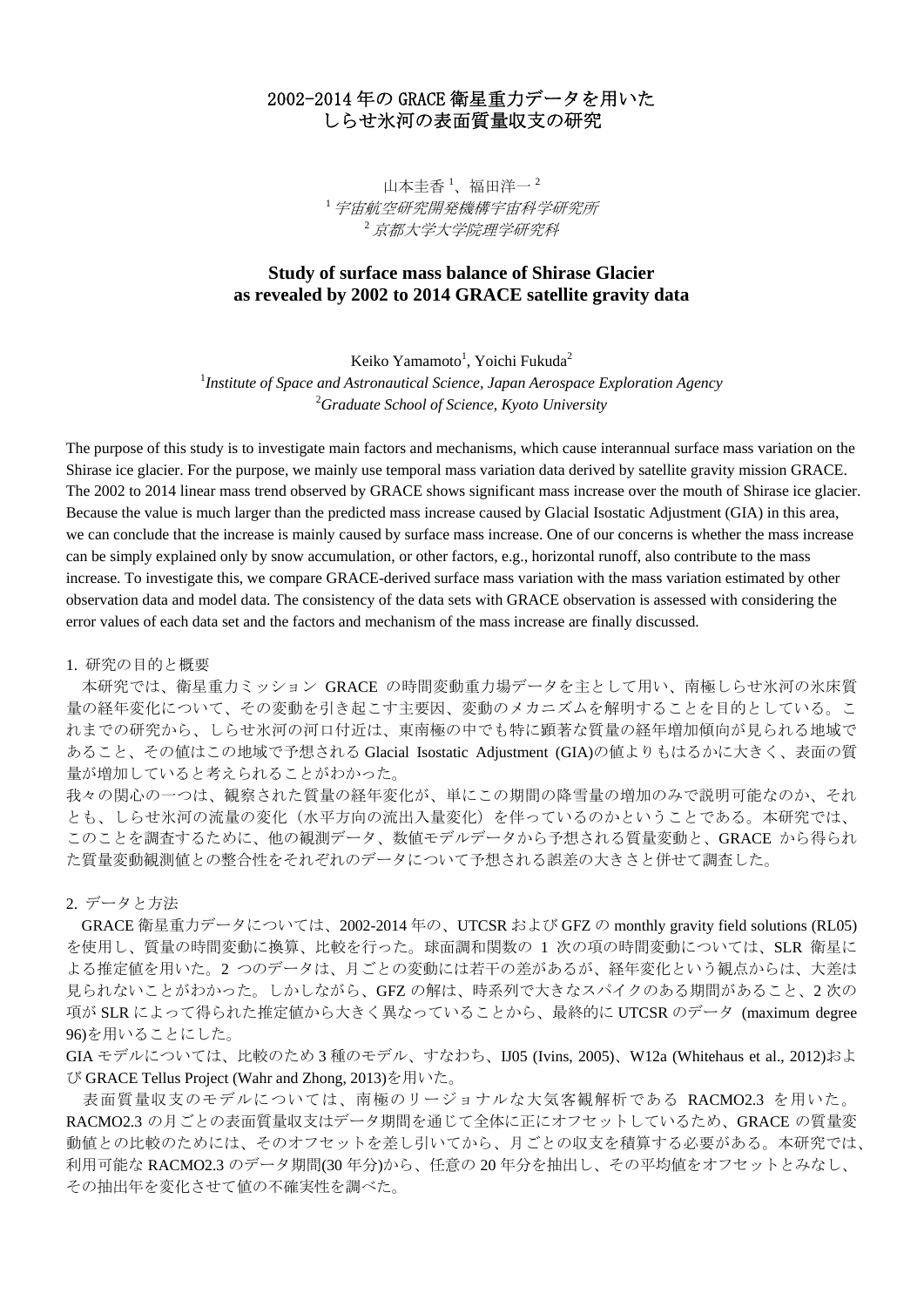# 2002-2014 年の GRACE 衛星重力データを用いた しらせ氷河の表面質量収支の研究

山本圭香[1]、福田洋一[2]

[1] *宇宙航空研究開発機構宇宙科学研究所*

[2] *京都大学大学院理学研究科*

# Study of surface mass balance of Shirase Glacier as revealed by 2002 to 2014 GRACE satellite gravity data

Keiko Yamamoto[1], Yoichi Fukuda[2]

[1] *Institute of Space and Astronautical Science, Japan Aerospace Exploration Agency*

[2] *Graduate School of Science, Kyoto University*

The purpose of this study is to investigate main factors and mechanisms, which cause interannual surface mass variation on the Shirase ice glacier. For the purpose, we mainly use temporal mass variation data derived by satellite gravity mission GRACE. The 2002 to 2014 linear mass trend observed by GRACE shows significant mass increase over the mouth of Shirase ice glacier. Because the value is much larger than the predicted mass increase caused by Glacial Isostatic Adjustment (GIA) in this area, we can conclude that the increase is mainly caused by surface mass increase. One of our concerns is whether the mass increase can be simply explained only by snow accumulation, or other factors, e.g., horizontal runoff, also contribute to the mass increase. To investigate this, we compare GRACE-derived surface mass variation with the mass variation estimated by other observation data and model data. The consistency of the data sets with GRACE observation is assessed with considering the error values of each data set and the factors and mechanism of the mass increase are finally discussed.

## 1. 研究の目的と概要

本研究では、衛星重力ミッション GRACE の時間変動重力場データを主として用い、南極しらせ氷河の氷床質量の経年変化について、その変動を引き起こす主要因、変動のメカニズムを解明することを目的としている。これまでの研究から、しらせ氷河の河口付近は、東南極の中でも特に顕著な質量の経年増加傾向が見られる地域であること、その値はこの地域で予想される Glacial Isostatic Adjustment (GIA)の値よりもはるかに大きく、表面の質量が増加していると考えられることがわかった。

我々の関心の一つは、観察された質量の経年変化が、単にこの期間の降雪量の増加のみで説明可能なのか、それとも、しらせ氷河の流量の変化（水平方向の流出入量変化）を伴っているのかということである。本研究では、このことを調査するために、他の観測データ、数値モデルデータから予想される質量変動と、GRACE から得られた質量変動観測値との整合性をそれぞれのデータについて予想される誤差の大きさと併せて調査した。

## 2. データと方法

GRACE 衛星重力データについては、2002-2014 年の、UTCSR および GFZ の monthly gravity field solutions (RL05)を使用し、質量の時間変動に換算、比較を行った。球面調和関数の 1 次の項の時間変動については、SLR 衛星による推定値を用いた。2 つのデータは、月ごとの変動には若干の差があるが、経年変化という観点からは、大差は見られないことがわかった。しかしながら、GFZ の解は、時系列で大きなスパイクのある期間があること、2 次の項が SLR によって得られた推定値から大きく異なっていることから、最終的に UTCSR のデータ (maximum degree 96)を用いることにした。

GIA モデルについては、比較のため 3 種のモデル、すなわち、IJ05 (Ivins, 2005)、W12a (Whitehaus et al., 2012)および GRACE Tellus Project (Wahr and Zhong, 2013)を用いた。

表面質量収支のモデルについては、南極のリージョナルな大気客観解析である RACMO2.3 を用いた。RACMO2.3 の月ごとの表面質量収支はデータ期間を通じて全体に正にオフセットしているため、GRACE の質量変動値との比較のためには、そのオフセットを差し引いてから、月ごとの収支を積算する必要がある。本研究では、利用可能な RACMO2.3 のデータ期間(30 年分)から、任意の 20 年分を抽出し、その平均値をオフセットとみなし、その抽出年を変化させて値の不確実性を調べた。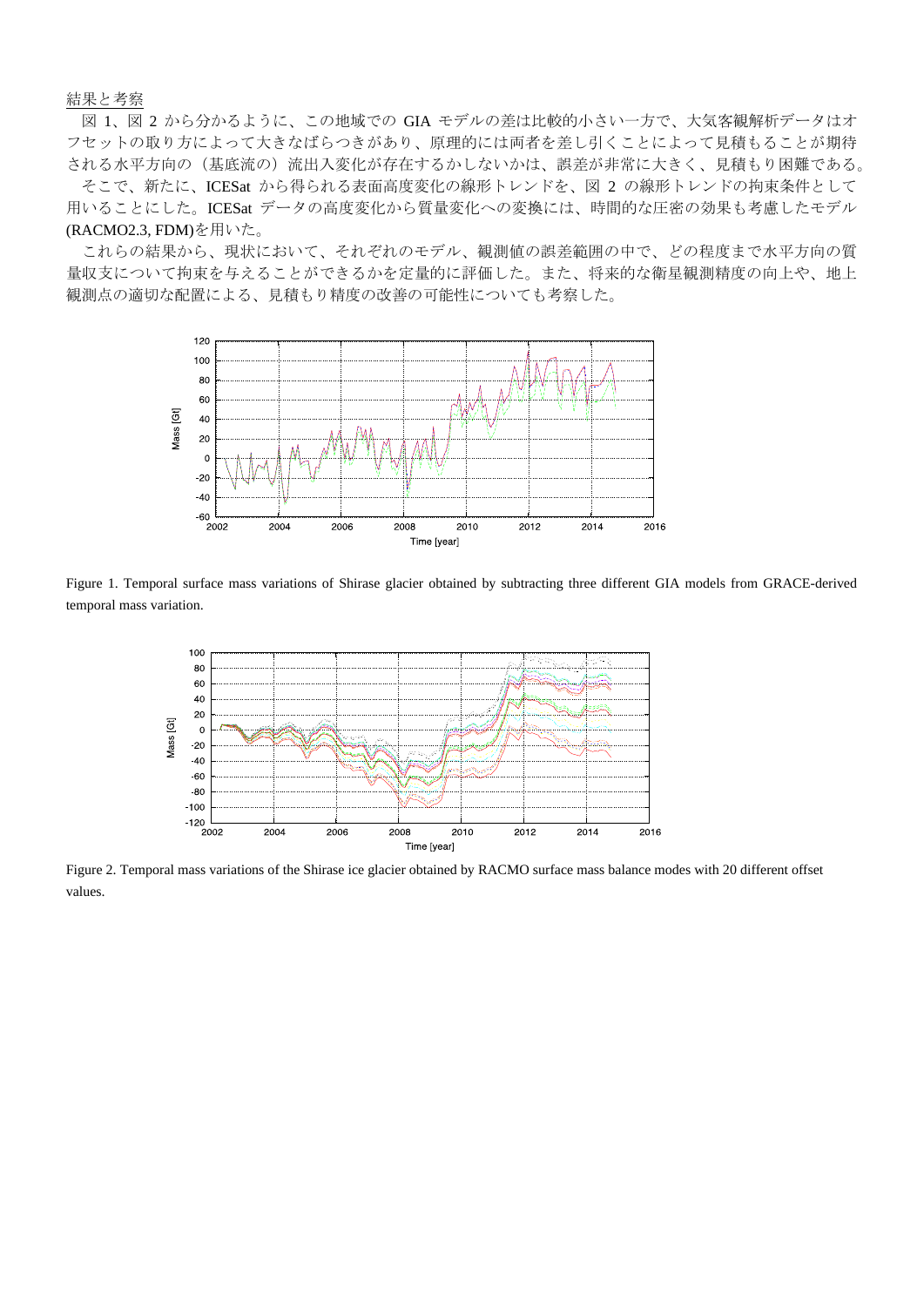結果と考察

図 1、図 2 から分かるように、この地域での GIA モデルの差は比較的小さい一方で、大気客観解析データはオフセットの取り方によって大きなばらつきがあり、原理的には両者を差し引くことによって見積もることが期待される水平方向の（基底流の）流出入変化が存在するかしないかは、誤差が非常に大きく、見積もり困難である。

そこで、新たに、ICESat から得られる表面高度変化の線形トレンドを、図 2 の線形トレンドの拘束条件として用いることにした。ICESat データの高度変化から質量変化への変換には、時間的な圧密の効果も考慮したモデル (RACMO2.3, FDM)を用いた。

これらの結果から、現状において、それぞれのモデル、観測値の誤差範囲の中で、どの程度まで水平方向の質量収支について拘束を与えることができるかを定量的に評価した。また、将来的な衛星観測精度の向上や、地上観測点の適切な配置による、見積もり精度の改善の可能性についても考察した。

Mass [Gt]
120
100
80
60
40
20
0
-20
-40
-60
2002
2004
2006
2008
2010
2012
2014
2016
Time [year]

Figure 1. Temporal surface mass variations of Shirase glacier obtained by subtracting three different GIA models from GRACE-derived temporal mass variation.

Mass [Gt]
100
80
60
40
20
0
-20
-40
-60
-80
-100
-120
2002
2004
2006
2008
2010
2012
2014
2016
Time [year]

Figure 2. Temporal mass variations of the Shirase ice glacier obtained by RACMO surface mass balance modes with 20 different offset values.